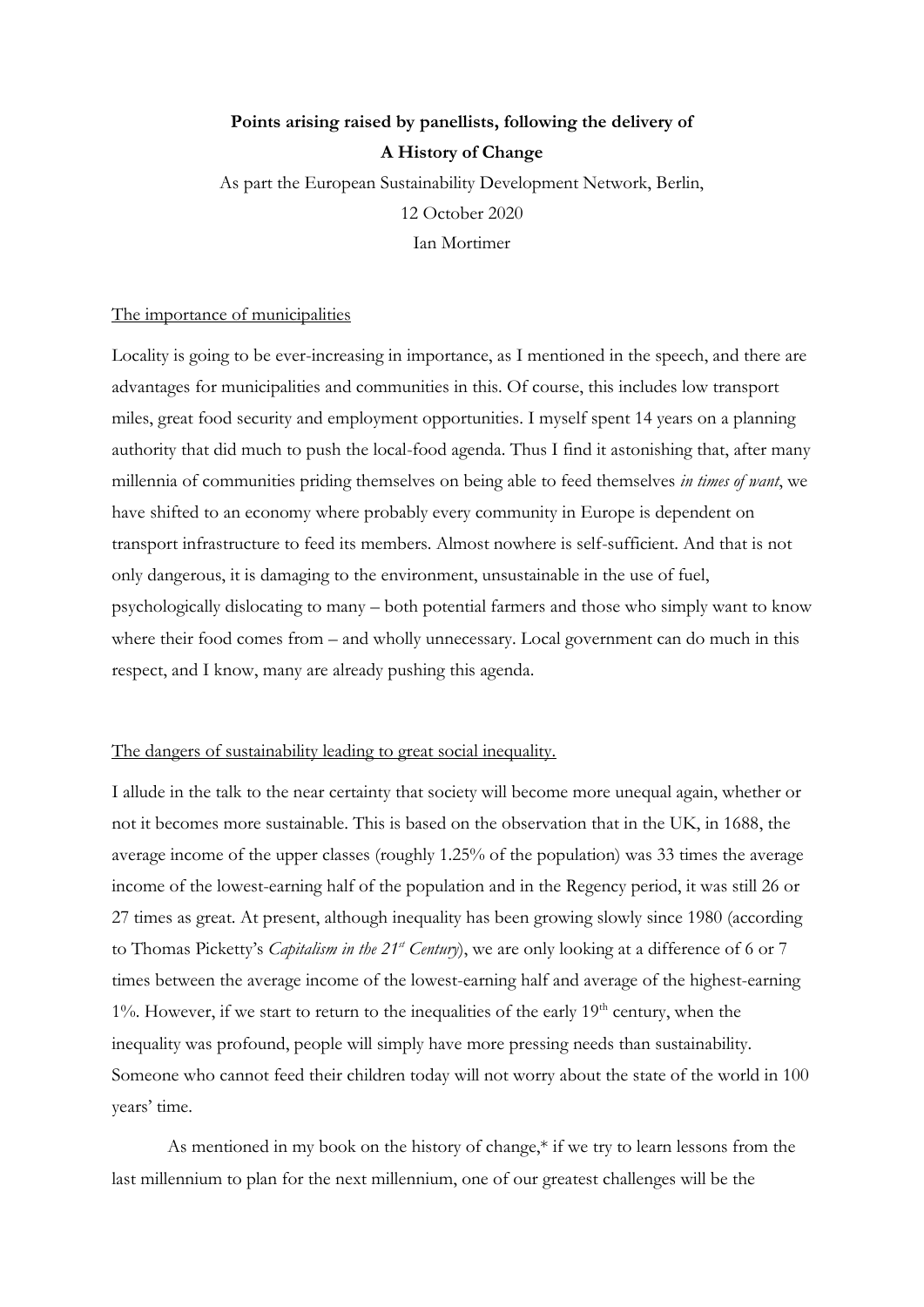**Points arising raised by panellists, following the delivery of**

**A History of Change**

As part the European Sustainability Development Network, Berlin,

12 October 2020

Ian Mortimer

## The importance of municipalities

Locality is going to be ever-increasing in importance, as I mentioned in the speech, and there are advantages for municipalities and communities in this. Of course, this includes low transport miles, great food security and employment opportunities. I myself spent 14 years on a planning authority that did much to push the local-food agenda. Thus I find it astonishing that, after many millennia of communities priding themselves on being able to feed themselves *in times of want*, we have shifted to an economy where probably every community in Europe is dependent on transport infrastructure to feed its members. Almost nowhere is self-sufficient. And that is not only dangerous, it is damaging to the environment, unsustainable in the use of fuel, psychologically dislocating to many – both potential farmers and those who simply want to know where their food comes from – and wholly unnecessary. Local government can do much in this respect, and I know, many are already pushing this agenda.

## The dangers of sustainability leading to great social inequality.

I allude in the talk to the near certainty that society will become more unequal again, whether or not it becomes more sustainable. This is based on the observation that in the UK, in 1688, the average income of the upper classes (roughly 1.25% of the population) was 33 times the average income of the lowest-earning half of the population and in the Regency period, it was still 26 or 27 times as great. At present, although inequality has been growing slowly since 1980 (according to Thomas Picketty's *Capitalism in the 21st Century*), we are only looking at a difference of 6 or 7 times between the average income of the lowest-earning half and average of the highest-earning 1%. However, if we start to return to the inequalities of the early 19th century, when the inequality was profound, people will simply have more pressing needs than sustainability. Someone who cannot feed their children today will not worry about the state of the world in 100 years' time.

As mentioned in my book on the history of change,* if we try to learn lessons from the last millennium to plan for the next millennium, one of our greatest challenges will be the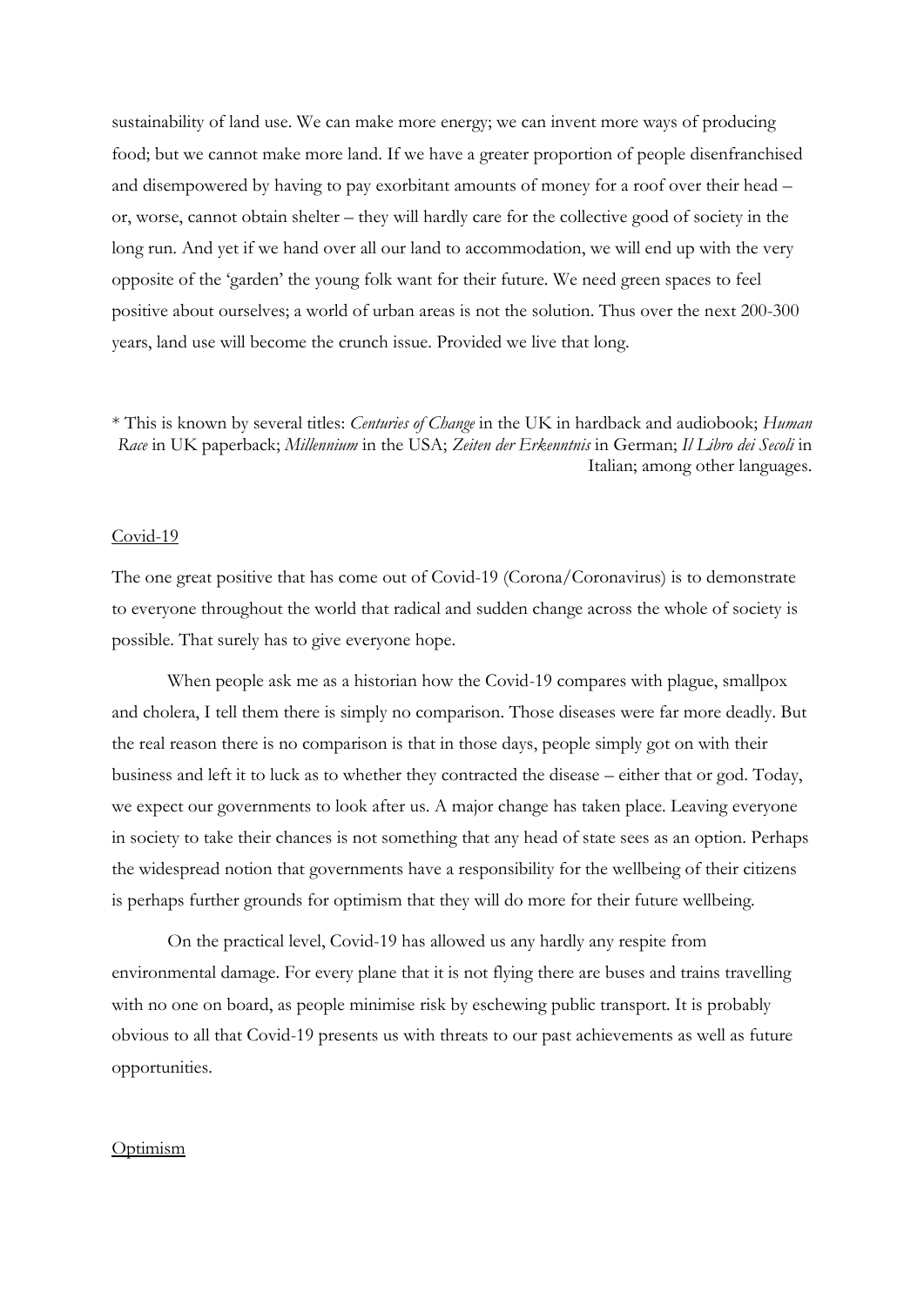sustainability of land use. We can make more energy; we can invent more ways of producing food; but we cannot make more land. If we have a greater proportion of people disenfranchised and disempowered by having to pay exorbitant amounts of money for a roof over their head – or, worse, cannot obtain shelter – they will hardly care for the collective good of society in the long run. And yet if we hand over all our land to accommodation, we will end up with the very opposite of the 'garden' the young folk want for their future. We need green spaces to feel positive about ourselves; a world of urban areas is not the solution. Thus over the next 200-300 years, land use will become the crunch issue. Provided we live that long.

* This is known by several titles: *Centuries of Change* in the UK in hardback and audiobook; *Human Race* in UK paperback; *Millennium* in the USA; *Zeiten der Erkenntnis* in German; *Il Libro dei Secoli* in Italian; among other languages.

## Covid-19

The one great positive that has come out of Covid-19 (Corona/Coronavirus) is to demonstrate to everyone throughout the world that radical and sudden change across the whole of society is possible. That surely has to give everyone hope.

When people ask me as a historian how the Covid-19 compares with plague, smallpox and cholera, I tell them there is simply no comparison. Those diseases were far more deadly. But the real reason there is no comparison is that in those days, people simply got on with their business and left it to luck as to whether they contracted the disease – either that or god. Today, we expect our governments to look after us. A major change has taken place. Leaving everyone in society to take their chances is not something that any head of state sees as an option. Perhaps the widespread notion that governments have a responsibility for the wellbeing of their citizens is perhaps further grounds for optimism that they will do more for their future wellbeing.

On the practical level, Covid-19 has allowed us any hardly any respite from environmental damage. For every plane that it is not flying there are buses and trains travelling with no one on board, as people minimise risk by eschewing public transport. It is probably obvious to all that Covid-19 presents us with threats to our past achievements as well as future opportunities.

## Optimism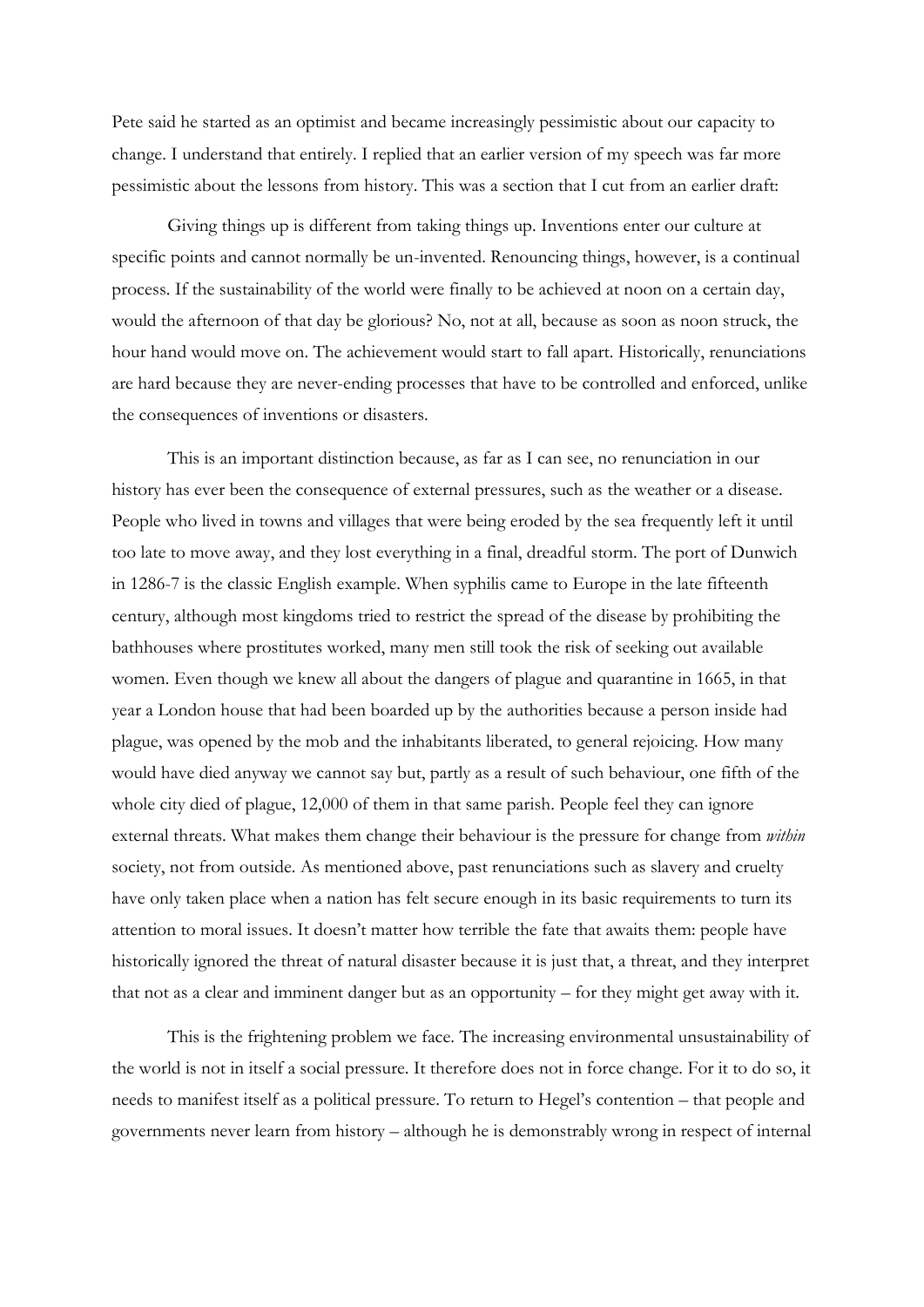Pete said he started as an optimist and became increasingly pessimistic about our capacity to change. I understand that entirely. I replied that an earlier version of my speech was far more pessimistic about the lessons from history. This was a section that I cut from an earlier draft:

Giving things up is different from taking things up. Inventions enter our culture at specific points and cannot normally be un-invented. Renouncing things, however, is a continual process. If the sustainability of the world were finally to be achieved at noon on a certain day, would the afternoon of that day be glorious? No, not at all, because as soon as noon struck, the hour hand would move on. The achievement would start to fall apart. Historically, renunciations are hard because they are never-ending processes that have to be controlled and enforced, unlike the consequences of inventions or disasters.

This is an important distinction because, as far as I can see, no renunciation in our history has ever been the consequence of external pressures, such as the weather or a disease. People who lived in towns and villages that were being eroded by the sea frequently left it until too late to move away, and they lost everything in a final, dreadful storm. The port of Dunwich in 1286-7 is the classic English example. When syphilis came to Europe in the late fifteenth century, although most kingdoms tried to restrict the spread of the disease by prohibiting the bathhouses where prostitutes worked, many men still took the risk of seeking out available women. Even though we knew all about the dangers of plague and quarantine in 1665, in that year a London house that had been boarded up by the authorities because a person inside had plague, was opened by the mob and the inhabitants liberated, to general rejoicing. How many would have died anyway we cannot say but, partly as a result of such behaviour, one fifth of the whole city died of plague, 12,000 of them in that same parish. People feel they can ignore external threats. What makes them change their behaviour is the pressure for change from *within* society, not from outside. As mentioned above, past renunciations such as slavery and cruelty have only taken place when a nation has felt secure enough in its basic requirements to turn its attention to moral issues. It doesn't matter how terrible the fate that awaits them: people have historically ignored the threat of natural disaster because it is just that, a threat, and they interpret that not as a clear and imminent danger but as an opportunity – for they might get away with it.

This is the frightening problem we face. The increasing environmental unsustainability of the world is not in itself a social pressure. It therefore does not in force change. For it to do so, it needs to manifest itself as a political pressure. To return to Hegel's contention – that people and governments never learn from history – although he is demonstrably wrong in respect of internal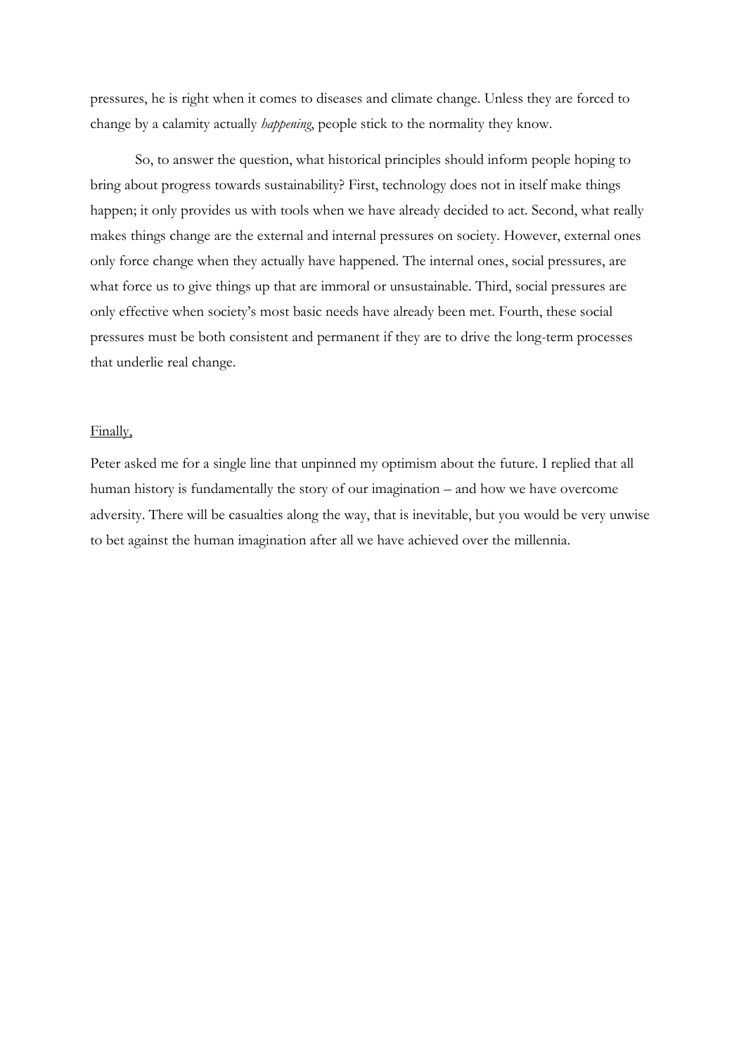pressures, he is right when it comes to diseases and climate change. Unless they are forced to change by a calamity actually *happening*, people stick to the normality they know.

So, to answer the question, what historical principles should inform people hoping to bring about progress towards sustainability? First, technology does not in itself make things happen; it only provides us with tools when we have already decided to act. Second, what really makes things change are the external and internal pressures on society. However, external ones only force change when they actually have happened. The internal ones, social pressures, are what force us to give things up that are immoral or unsustainable. Third, social pressures are only effective when society's most basic needs have already been met. Fourth, these social pressures must be both consistent and permanent if they are to drive the long-term processes that underlie real change.

<u>Finally,</u>

Peter asked me for a single line that unpinned my optimism about the future. I replied that all human history is fundamentally the story of our imagination – and how we have overcome adversity. There will be casualties along the way, that is inevitable, but you would be very unwise to bet against the human imagination after all we have achieved over the millennia.